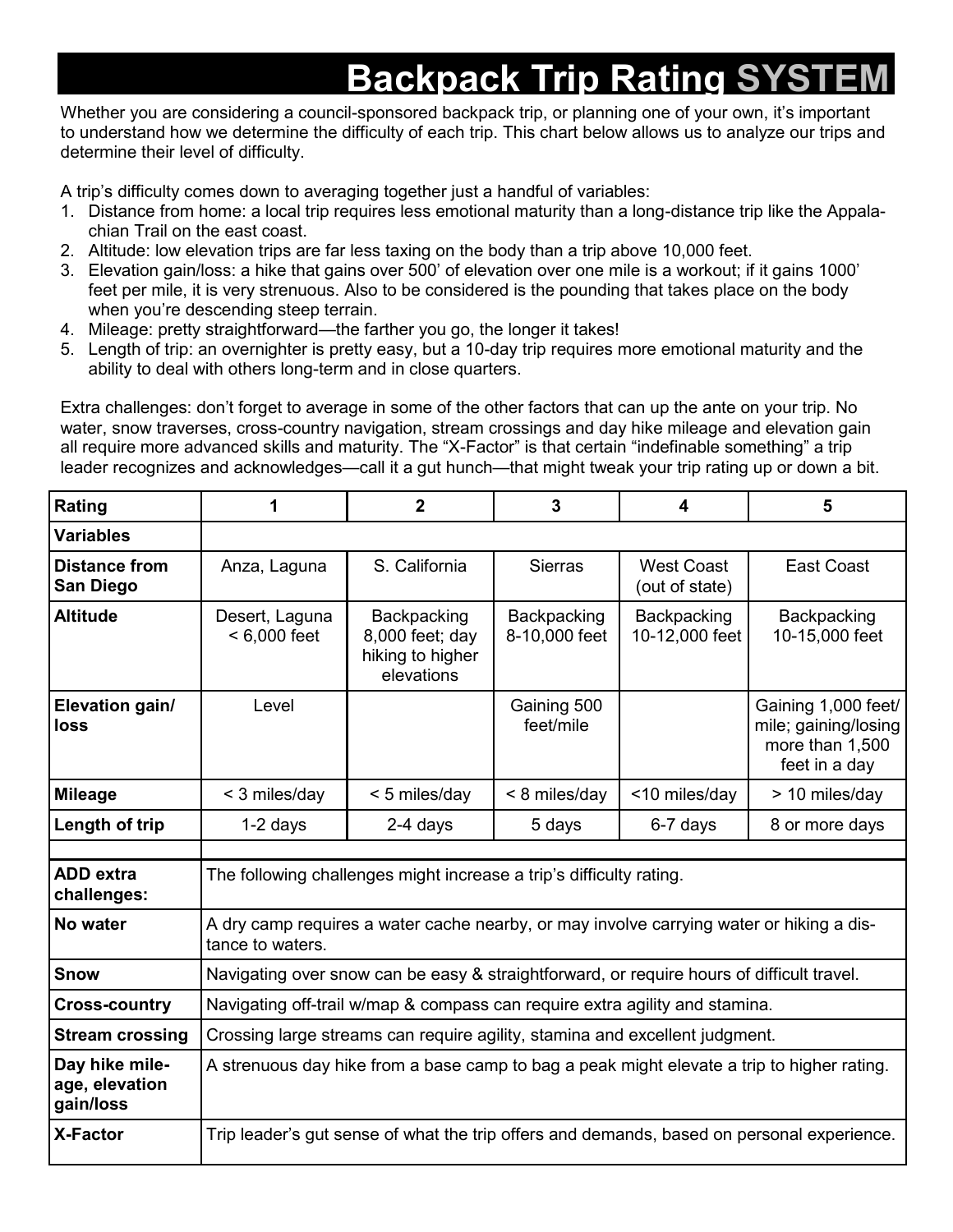# Backpack Trip Rating SYSTEM

Whether you are considering a council-sponsored backpack trip, or planning one of your own, it's important to understand how we determine the difficulty of each trip. This chart below allows us to analyze our trips and determine their level of difficulty.

A trip's difficulty comes down to averaging together just a handful of variables:

1. Distance from home: a local trip requires less emotional maturity than a long-distance trip like the Appalachian Trail on the east coast.
2. Altitude: low elevation trips are far less taxing on the body than a trip above 10,000 feet.
3. Elevation gain/loss: a hike that gains over 500' of elevation over one mile is a workout; if it gains 1000' feet per mile, it is very strenuous. Also to be considered is the pounding that takes place on the body when you're descending steep terrain.
4. Mileage: pretty straightforward—the farther you go, the longer it takes!
5. Length of trip: an overnighter is pretty easy, but a 10-day trip requires more emotional maturity and the ability to deal with others long-term and in close quarters.

Extra challenges: don't forget to average in some of the other factors that can up the ante on your trip. No water, snow traverses, cross-country navigation, stream crossings and day hike mileage and elevation gain all require more advanced skills and maturity. The "X-Factor" is that certain "indefinable something" a trip leader recognizes and acknowledges—call it a gut hunch—that might tweak your trip rating up or down a bit.

| Rating | 1 | 2 | 3 | 4 | 5 |
|---|---|---|---|---|---|
| **Variables** | | | | | |
| **Distance from San Diego** | Anza, Laguna | S. California | Sierras | West Coast (out of state) | East Coast |
| **Altitude** | Desert, Laguna < 6,000 feet | Backpacking 8,000 feet; day hiking to higher elevations | Backpacking 8-10,000 feet | Backpacking 10-12,000 feet | Backpacking 10-15,000 feet |
| **Elevation gain/ loss** | Level | | Gaining 500 feet/mile | | Gaining 1,000 feet/ mile; gaining/losing more than 1,500 feet in a day |
| **Mileage** | < 3 miles/day | < 5 miles/day | < 8 miles/day | <10 miles/day | > 10 miles/day |
| **Length of trip** | 1-2 days | 2-4 days | 5 days | 6-7 days | 8 or more days |
| | | | | | |
| **ADD extra challenges:** | The following challenges might increase a trip's difficulty rating. | | | | |
| **No water** | A dry camp requires a water cache nearby, or may involve carrying water or hiking a distance to waters. | | | | |
| **Snow** | Navigating over snow can be easy & straightforward, or require hours of difficult travel. | | | | |
| **Cross-country** | Navigating off-trail w/map & compass can require extra agility and stamina. | | | | |
| **Stream crossing** | Crossing large streams can require agility, stamina and excellent judgment. | | | | |
| **Day hike mileage, elevation gain/loss** | A strenuous day hike from a base camp to bag a peak might elevate a trip to higher rating. | | | | |
| **X-Factor** | Trip leader's gut sense of what the trip offers and demands, based on personal experience. | | | | |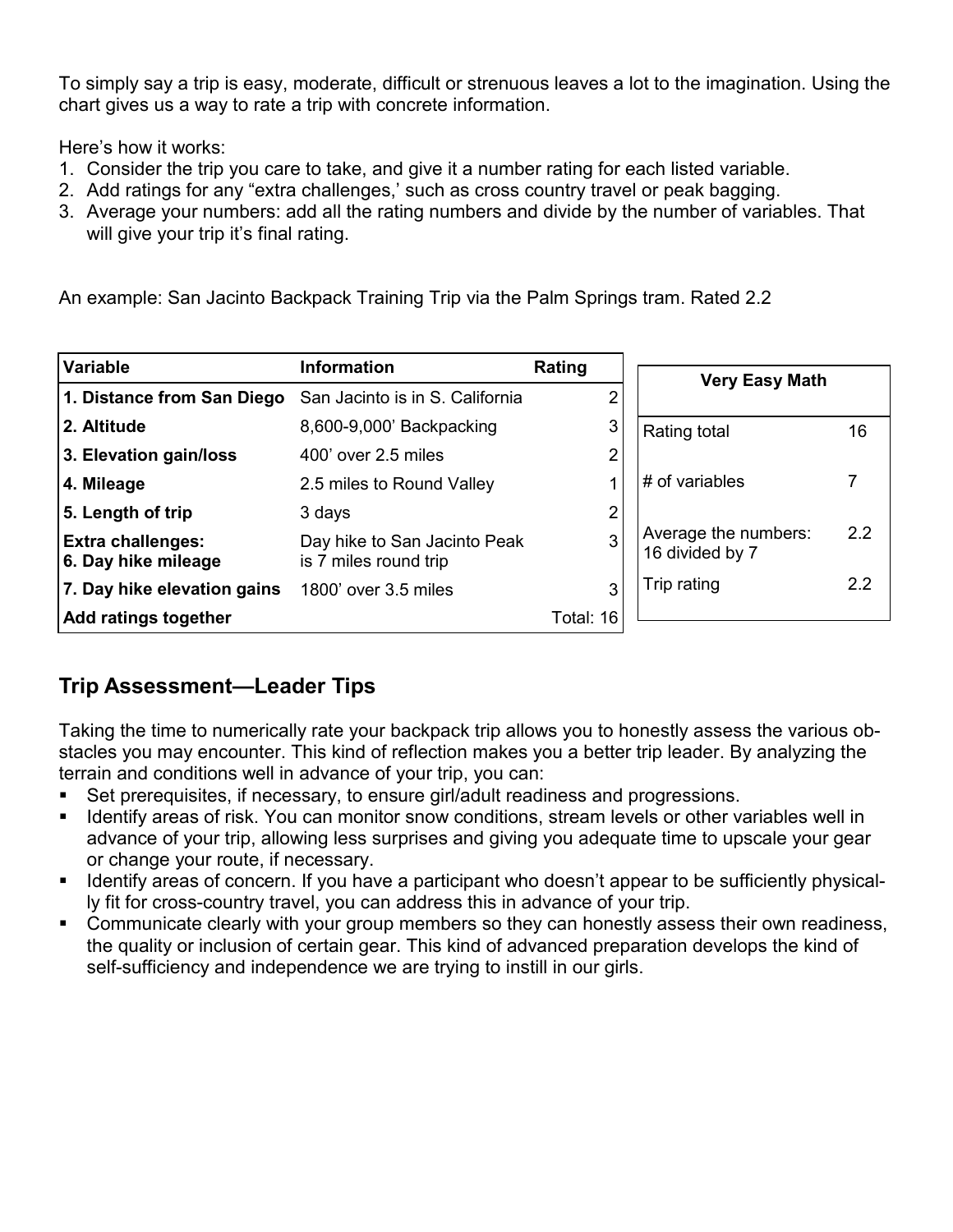To simply say a trip is easy, moderate, difficult or strenuous leaves a lot to the imagination. Using the chart gives us a way to rate a trip with concrete information.

Here's how it works:

1. Consider the trip you care to take, and give it a number rating for each listed variable.
2. Add ratings for any "extra challenges,' such as cross country travel or peak bagging.
3. Average your numbers: add all the rating numbers and divide by the number of variables. That will give your trip it's final rating.

An example: San Jacinto Backpack Training Trip via the Palm Springs tram. Rated 2.2

| Variable | Information | Rating |
|---|---|---|
| **1. Distance from San Diego** | San Jacinto is in S. California | 2 |
| **2. Altitude** | 8,600-9,000' Backpacking | 3 |
| **3. Elevation gain/loss** | 400' over 2.5 miles | 2 |
| **4. Mileage** | 2.5 miles to Round Valley | 1 |
| **5. Length of trip** | 3 days | 2 |
| **Extra challenges:** **6. Day hike mileage** | Day hike to San Jacinto Peak is 7 miles round trip | 3 |
| **7. Day hike elevation gains** | 1800' over 3.5 miles | 3 |
| **Add ratings together** | | Total: 16 |

| **Very Easy Math** | |
|---|---|
| Rating total | 16 |
| # of variables | 7 |
| Average the numbers: 16 divided by 7 | 2.2 |
| Trip rating | 2.2 |

## Trip Assessment—Leader Tips

Taking the time to numerically rate your backpack trip allows you to honestly assess the various obstacles you may encounter. This kind of reflection makes you a better trip leader. By analyzing the terrain and conditions well in advance of your trip, you can:

- Set prerequisites, if necessary, to ensure girl/adult readiness and progressions.
- Identify areas of risk. You can monitor snow conditions, stream levels or other variables well in advance of your trip, allowing less surprises and giving you adequate time to upscale your gear or change your route, if necessary.
- Identify areas of concern. If you have a participant who doesn't appear to be sufficiently physically fit for cross-country travel, you can address this in advance of your trip.
- Communicate clearly with your group members so they can honestly assess their own readiness, the quality or inclusion of certain gear. This kind of advanced preparation develops the kind of self-sufficiency and independence we are trying to instill in our girls.